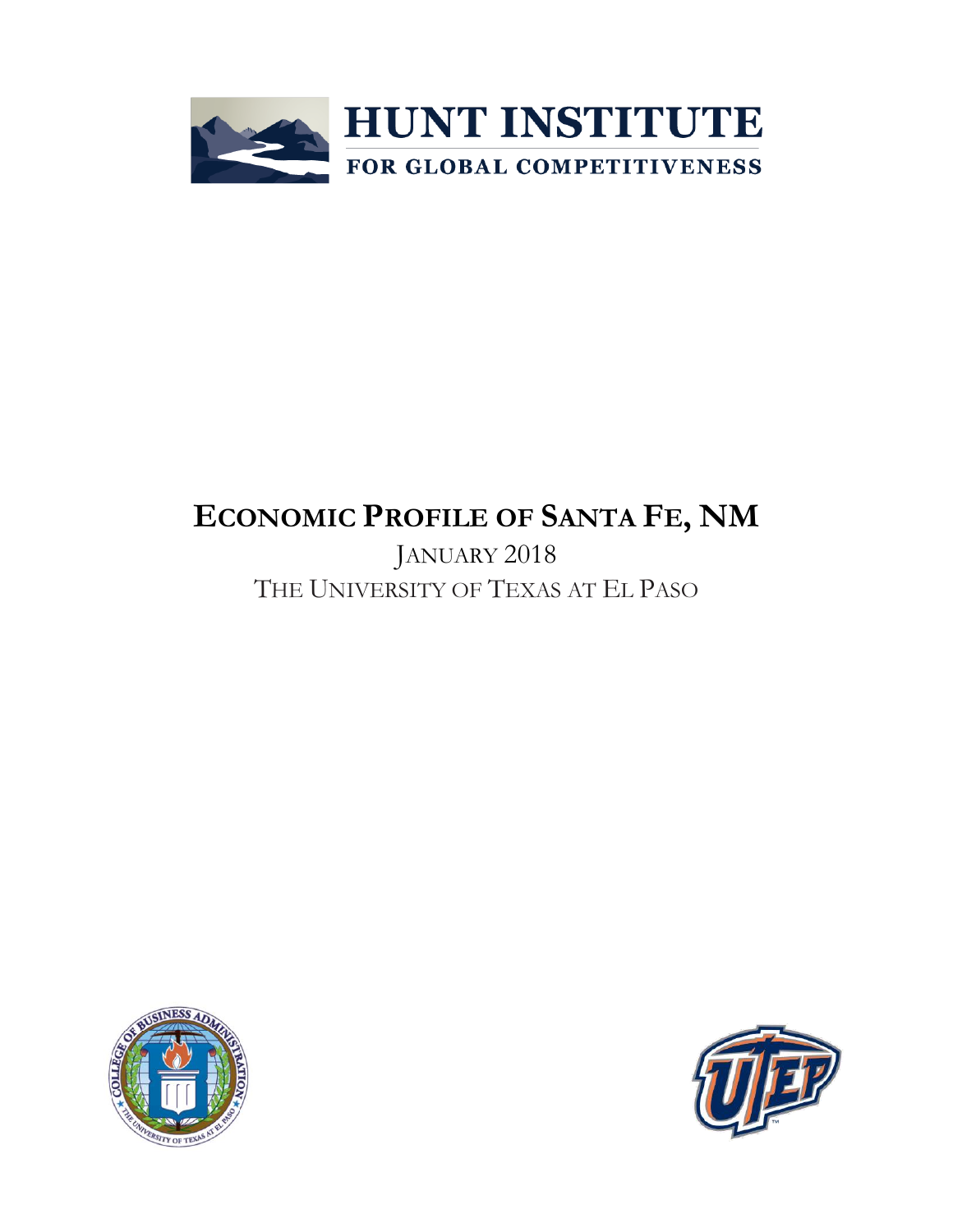HUNT INSTITUTE

FOR GLOBAL COMPETITIVENESS

# ECONOMIC PROFILE OF SANTA FE, NM

JANUARY 2018

THE UNIVERSITY OF TEXAS AT EL PASO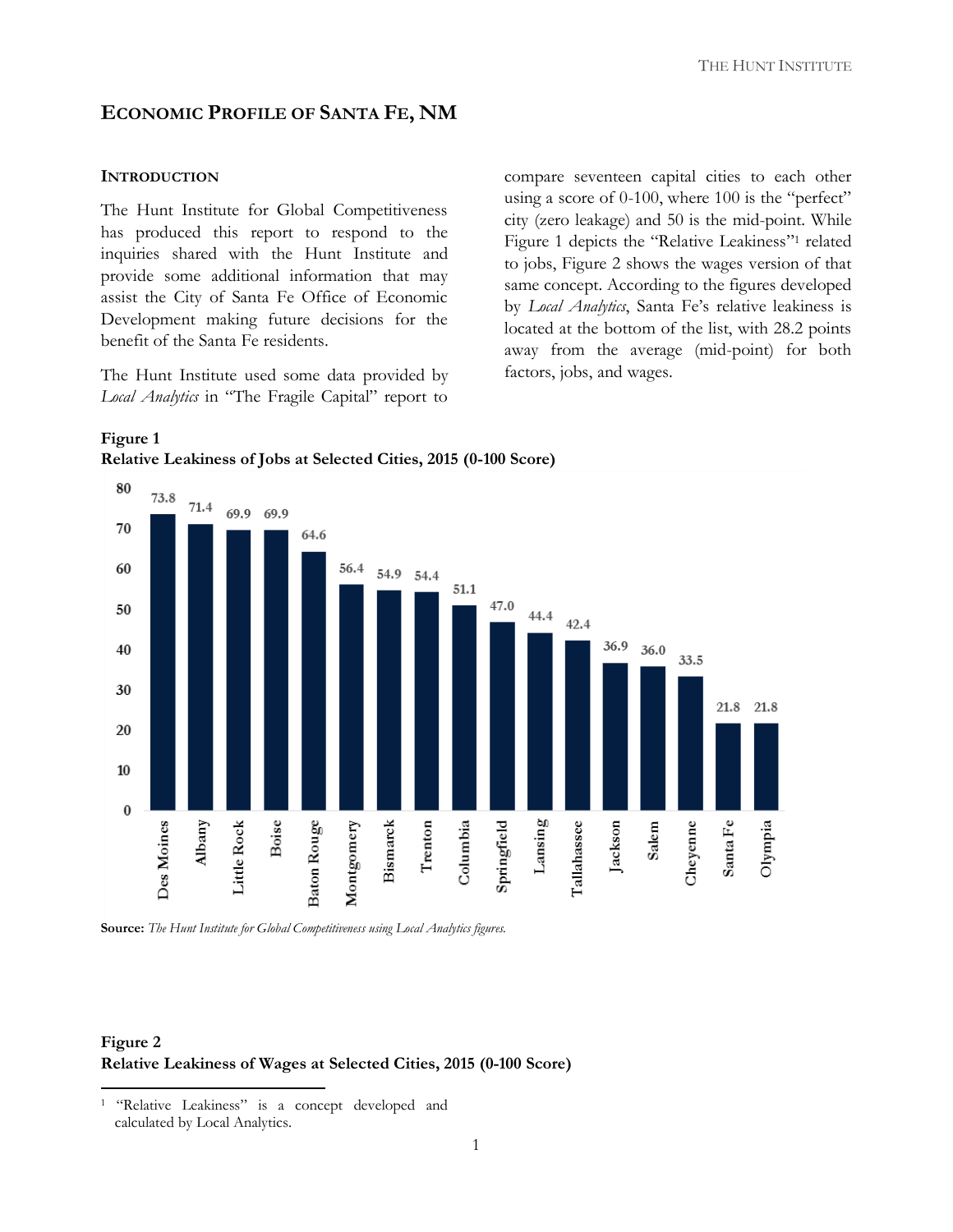## ECONOMIC PROFILE OF SANTA FE, NM

### INTRODUCTION

The Hunt Institute for Global Competitiveness has produced this report to respond to the inquiries shared with the Hunt Institute and provide some additional information that may assist the City of Santa Fe Office of Economic Development making future decisions for the benefit of the Santa Fe residents.

The Hunt Institute used some data provided by *Local Analytics* in "The Fragile Capital" report to compare seventeen capital cities to each other using a score of 0-100, where 100 is the "perfect" city (zero leakage) and 50 is the mid-point. While Figure 1 depicts the "Relative Leakiness"[1] related to jobs, Figure 2 shows the wages version of that same concept. According to the figures developed by *Local Analytics*, Santa Fe's relative leakiness is located at the bottom of the list, with 28.2 points away from the average (mid-point) for both factors, jobs, and wages.

**Figure 1**
**Relative Leakiness of Jobs at Selected Cities, 2015 (0-100 Score)**

| City | Score |
|---|---|
| Des Moines | 73.8 |
| Albany | 71.4 |
| Little Rock | 69.9 |
| Boise | 69.9 |
| Baton Rouge | 64.6 |
| Montgomery | 56.4 |
| Bismarck | 54.9 |
| Trenton | 54.4 |
| Columbia | 51.1 |
| Springfield | 47.0 |
| Lansing | 44.4 |
| Tallahassee | 42.4 |
| Jackson | 36.9 |
| Salem | 36.0 |
| Cheyenne | 33.5 |
| Santa Fe | 21.8 |
| Olympia | 21.8 |

**Source:** *The Hunt Institute for Global Competitiveness using Local Analytics figures.*

**Figure 2**
**Relative Leakiness of Wages at Selected Cities, 2015 (0-100 Score)**

[1] "Relative Leakiness" is a concept developed and calculated by Local Analytics.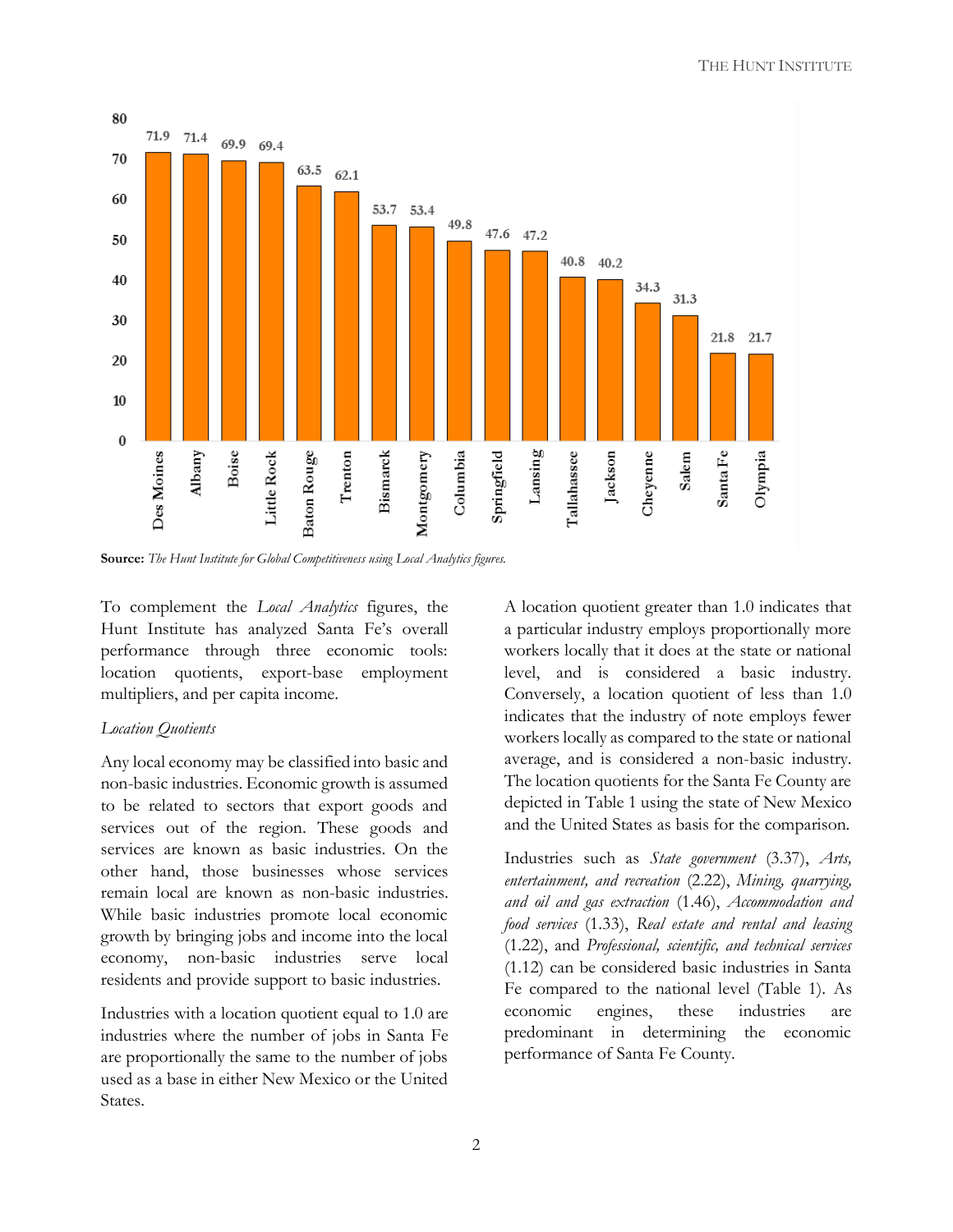| City | Value |
|---|---|
| Des Moines | 71.9 |
| Albany | 71.4 |
| Boise | 69.9 |
| Little Rock | 69.4 |
| Baton Rouge | 63.5 |
| Trenton | 62.1 |
| Bismarck | 53.7 |
| Montgomery | 53.4 |
| Columbia | 49.8 |
| Springfield | 47.6 |
| Lansing | 47.2 |
| Tallahasse | 40.8 |
| Jackson | 40.2 |
| Cheyenne | 34.3 |
| Salem | 31.3 |
| Santa Fe | 21.8 |
| Olympia | 21.7 |

**Source:** *The Hunt Institute for Global Competitiveness using Local Analytics figures.*

To complement the *Local Analytics* figures, the Hunt Institute has analyzed Santa Fe's overall performance through three economic tools: location quotients, export-base employment multipliers, and per capita income.

*Location Quotients*

Any local economy may be classified into basic and non-basic industries. Economic growth is assumed to be related to sectors that export goods and services out of the region. These goods and services are known as basic industries. On the other hand, those businesses whose services remain local are known as non-basic industries. While basic industries promote local economic growth by bringing jobs and income into the local economy, non-basic industries serve local residents and provide support to basic industries.

Industries with a location quotient equal to 1.0 are industries where the number of jobs in Santa Fe are proportionally the same to the number of jobs used as a base in either New Mexico or the United States.

A location quotient greater than 1.0 indicates that a particular industry employs proportionally more workers locally that it does at the state or national level, and is considered a basic industry. Conversely, a location quotient of less than 1.0 indicates that the industry of note employs fewer workers locally as compared to the state or national average, and is considered a non-basic industry. The location quotients for the Santa Fe County are depicted in Table 1 using the state of New Mexico and the United States as basis for the comparison.

Industries such as *State government* (3.37), *Arts, entertainment, and recreation* (2.22), *Mining, quarrying, and oil and gas extraction* (1.46), *Accommodation and food services* (1.33), *Real estate and rental and leasing* (1.22), and *Professional, scientific, and technical services* (1.12) can be considered basic industries in Santa Fe compared to the national level (Table 1). As economic engines, these industries are predominant in determining the economic performance of Santa Fe County.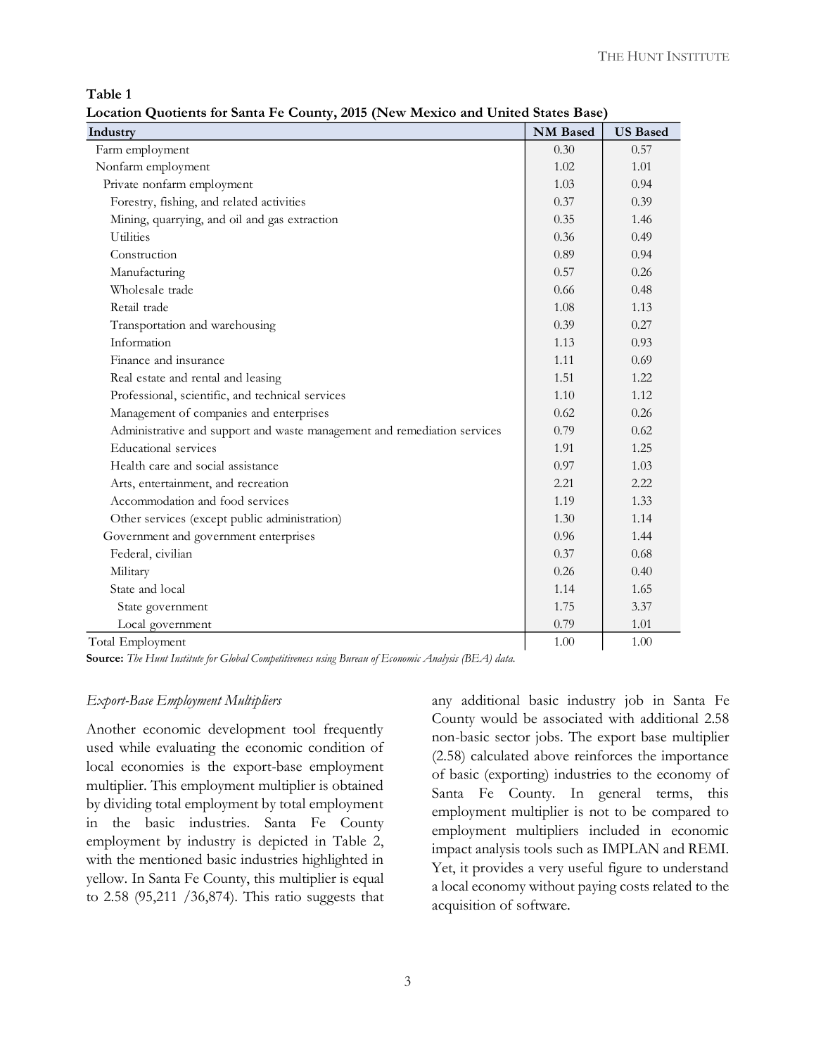**Table 1**
**Location Quotients for Santa Fe County, 2015 (New Mexico and United States Base)**

| Industry | NM Based | US Based |
|---|---|---|
| Farm employment | 0.30 | 0.57 |
| Nonfarm employment | 1.02 | 1.01 |
| Private nonfarm employment | 1.03 | 0.94 |
| Forestry, fishing, and related activities | 0.37 | 0.39 |
| Mining, quarrying, and oil and gas extraction | 0.35 | 1.46 |
| Utilities | 0.36 | 0.49 |
| Construction | 0.89 | 0.94 |
| Manufacturing | 0.57 | 0.26 |
| Wholesale trade | 0.66 | 0.48 |
| Retail trade | 1.08 | 1.13 |
| Transportation and warehousing | 0.39 | 0.27 |
| Information | 1.13 | 0.93 |
| Finance and insurance | 1.11 | 0.69 |
| Real estate and rental and leasing | 1.51 | 1.22 |
| Professional, scientific, and technical services | 1.10 | 1.12 |
| Management of companies and enterprises | 0.62 | 0.26 |
| Administrative and support and waste management and remediation services | 0.79 | 0.62 |
| Educational services | 1.91 | 1.25 |
| Health care and social assistance | 0.97 | 1.03 |
| Arts, entertainment, and recreation | 2.21 | 2.22 |
| Accommodation and food services | 1.19 | 1.33 |
| Other services (except public administration) | 1.30 | 1.14 |
| Government and government enterprises | 0.96 | 1.44 |
| Federal, civilian | 0.37 | 0.68 |
| Military | 0.26 | 0.40 |
| State and local | 1.14 | 1.65 |
| State government | 1.75 | 3.37 |
| Local government | 0.79 | 1.01 |
| Total Employment | 1.00 | 1.00 |

**Source:** *The Hunt Institute for Global Competitiveness using Bureau of Economic Analysis (BEA) data.*

*Export-Base Employment Multipliers*

Another economic development tool frequently used while evaluating the economic condition of local economies is the export-base employment multiplier. This employment multiplier is obtained by dividing total employment by total employment in the basic industries. Santa Fe County employment by industry is depicted in Table 2, with the mentioned basic industries highlighted in yellow. In Santa Fe County, this multiplier is equal to 2.58 (95,211 /36,874). This ratio suggests that any additional basic industry job in Santa Fe County would be associated with additional 2.58 non-basic sector jobs. The export base multiplier (2.58) calculated above reinforces the importance of basic (exporting) industries to the economy of Santa Fe County. In general terms, this employment multiplier is not to be compared to employment multipliers included in economic impact analysis tools such as IMPLAN and REMI. Yet, it provides a very useful figure to understand a local economy without paying costs related to the acquisition of software.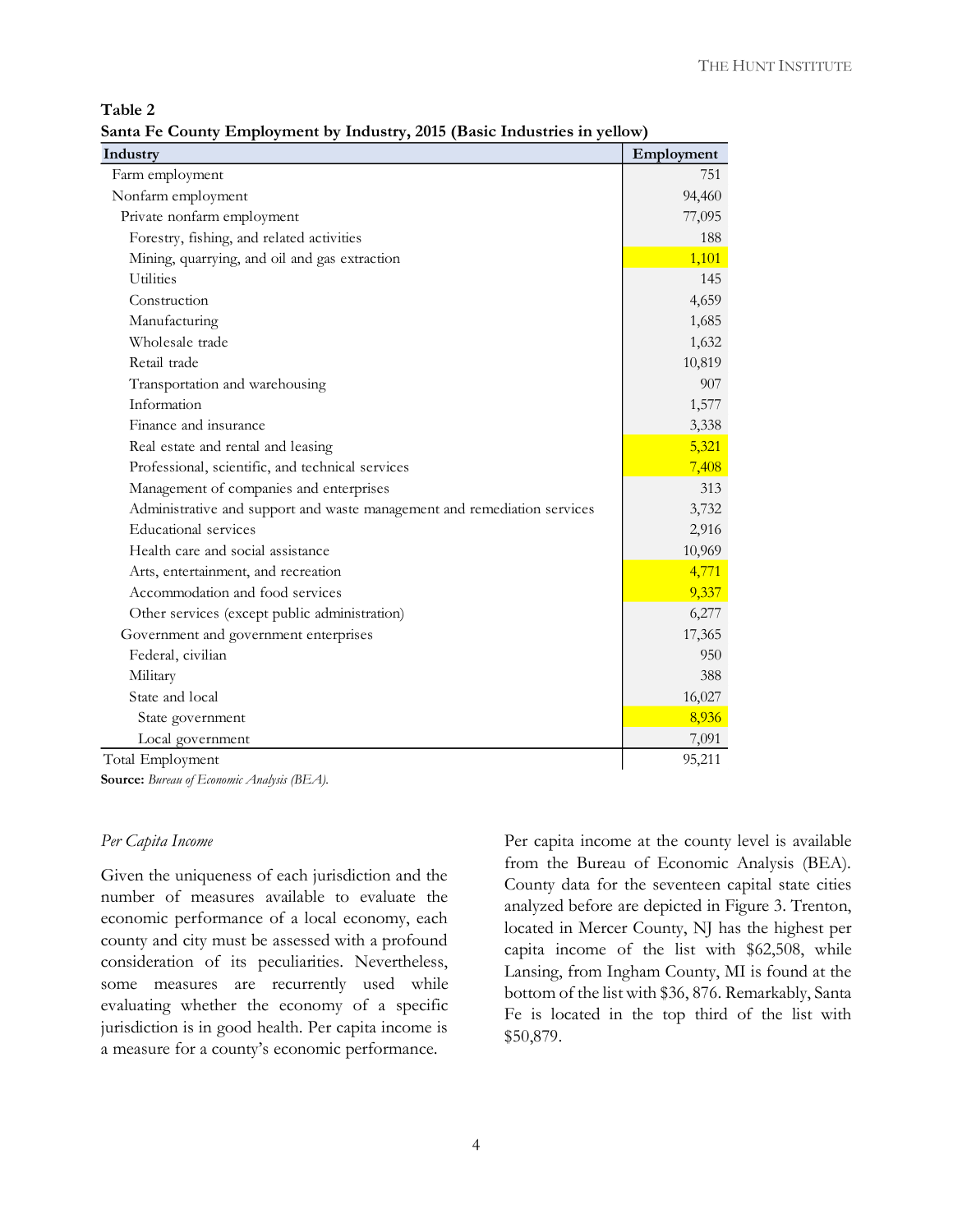**Table 2**
**Santa Fe County Employment by Industry, 2015 (Basic Industries in yellow)**

| Industry | Employment |
|---|---|
| Farm employment | 751 |
| Nonfarm employment | 94,460 |
| Private nonfarm employment | 77,095 |
| Forestry, fishing, and related activities | 188 |
| Mining, quarrying, and oil and gas extraction | 1,101 |
| Utilities | 145 |
| Construction | 4,659 |
| Manufacturing | 1,685 |
| Wholesale trade | 1,632 |
| Retail trade | 10,819 |
| Transportation and warehousing | 907 |
| Information | 1,577 |
| Finance and insurance | 3,338 |
| Real estate and rental and leasing | 5,321 |
| Professional, scientific, and technical services | 7,408 |
| Management of companies and enterprises | 313 |
| Administrative and support and waste management and remediation services | 3,732 |
| Educational services | 2,916 |
| Health care and social assistance | 10,969 |
| Arts, entertainment, and recreation | 4,771 |
| Accommodation and food services | 9,337 |
| Other services (except public administration) | 6,277 |
| Government and government enterprises | 17,365 |
| Federal, civilian | 950 |
| Military | 388 |
| State and local | 16,027 |
| State government | 8,936 |
| Local government | 7,091 |
| Total Employment | 95,211 |

**Source:** *Bureau of Economic Analysis (BEA).*

*Per Capita Income*

Given the uniqueness of each jurisdiction and the number of measures available to evaluate the economic performance of a local economy, each county and city must be assessed with a profound consideration of its peculiarities. Nevertheless, some measures are recurrently used while evaluating whether the economy of a specific jurisdiction is in good health. Per capita income is a measure for a county's economic performance.

Per capita income at the county level is available from the Bureau of Economic Analysis (BEA). County data for the seventeen capital state cities analyzed before are depicted in Figure 3. Trenton, located in Mercer County, NJ has the highest per capita income of the list with $62,508, while Lansing, from Ingham County, MI is found at the bottom of the list with $36, 876. Remarkably, Santa Fe is located in the top third of the list with $50,879.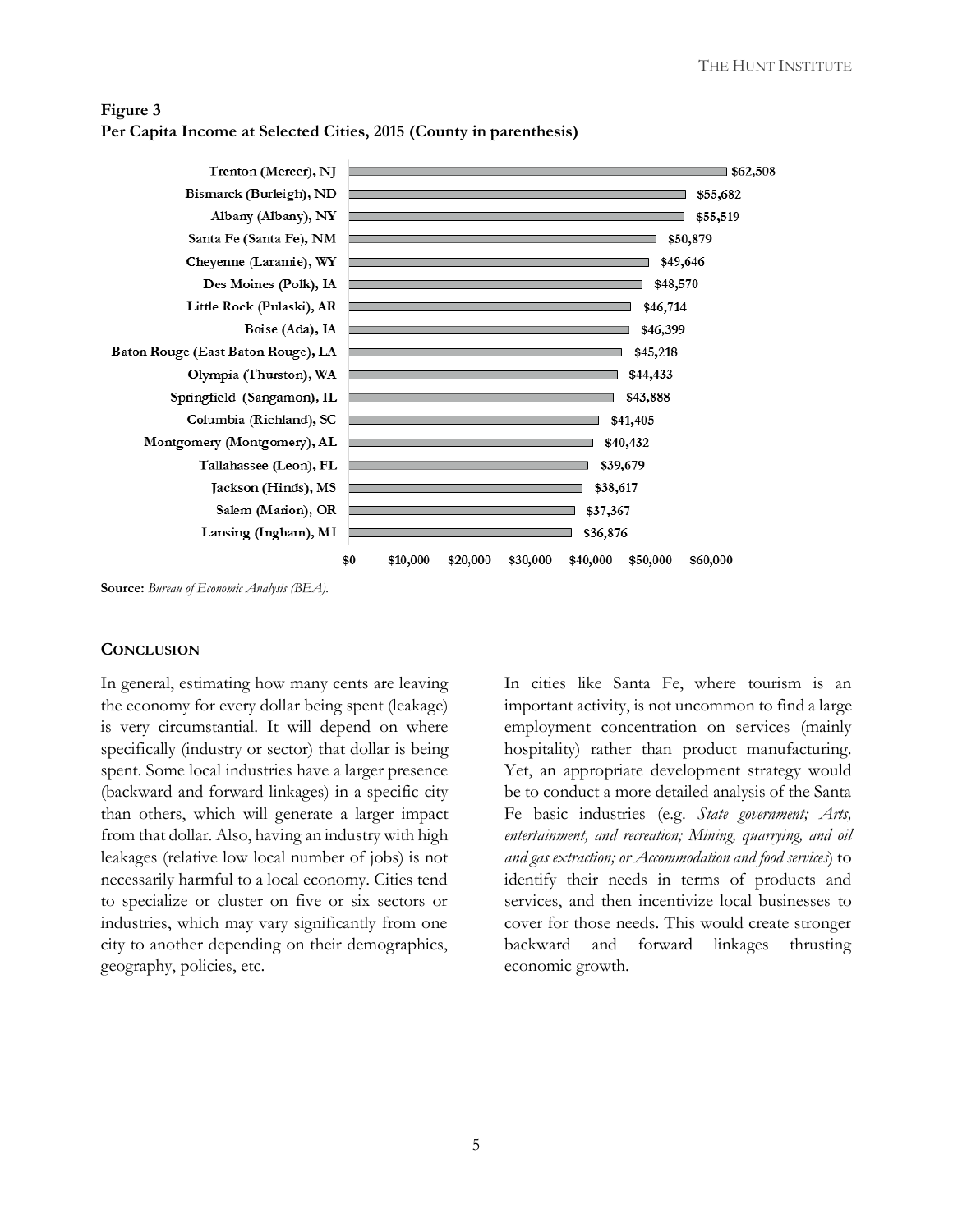**Figure 3**
**Per Capita Income at Selected Cities, 2015 (County in parenthesis)**

Trenton (Mercer), NJ $62,508
Bismarck (Burleigh), ND $55,682
Albany (Albany), NY $55,519
Santa Fe (Santa Fe), NM $50,879
Cheyenne (Laramie), WY $49,646
Des Moines (Polk), IA $48,570
Little Rock (Pulaski), AR $46,714
Boise (Ada), IA $46,399
Baton Rouge (East Baton Rouge), LA $45,218
Olympia (Thurston), WA $44,433
Springfield (Sangamon), IL $43,888
Columbia (Richland), SC $41,405
Montgomery (Montgomery), AL $40,432
Tallahassee (Leon), FL $39,679
Jackson (Hinds), MS $38,617
Salem (Marion), OR $37,367
Lansing (Ingham), MI $36,876

$0 $10,000 $20,000 $30,000 $40,000 $50,000 $60,000

**Source:** *Bureau of Economic Analysis (BEA).*

## CONCLUSION

In general, estimating how many cents are leaving the economy for every dollar being spent (leakage) is very circumstantial. It will depend on where specifically (industry or sector) that dollar is being spent. Some local industries have a larger presence (backward and forward linkages) in a specific city than others, which will generate a larger impact from that dollar. Also, having an industry with high leakages (relative low local number of jobs) is not necessarily harmful to a local economy. Cities tend to specialize or cluster on five or six sectors or industries, which may vary significantly from one city to another depending on their demographics, geography, policies, etc.

In cities like Santa Fe, where tourism is an important activity, is not uncommon to find a large employment concentration on services (mainly hospitality) rather than product manufacturing. Yet, an appropriate development strategy would be to conduct a more detailed analysis of the Santa Fe basic industries (e.g. *State government; Arts, entertainment, and recreation; Mining, quarrying, and oil and gas extraction; or Accommodation and food services*) to identify their needs in terms of products and services, and then incentivize local businesses to cover for those needs. This would create stronger backward and forward linkages thrusting economic growth.